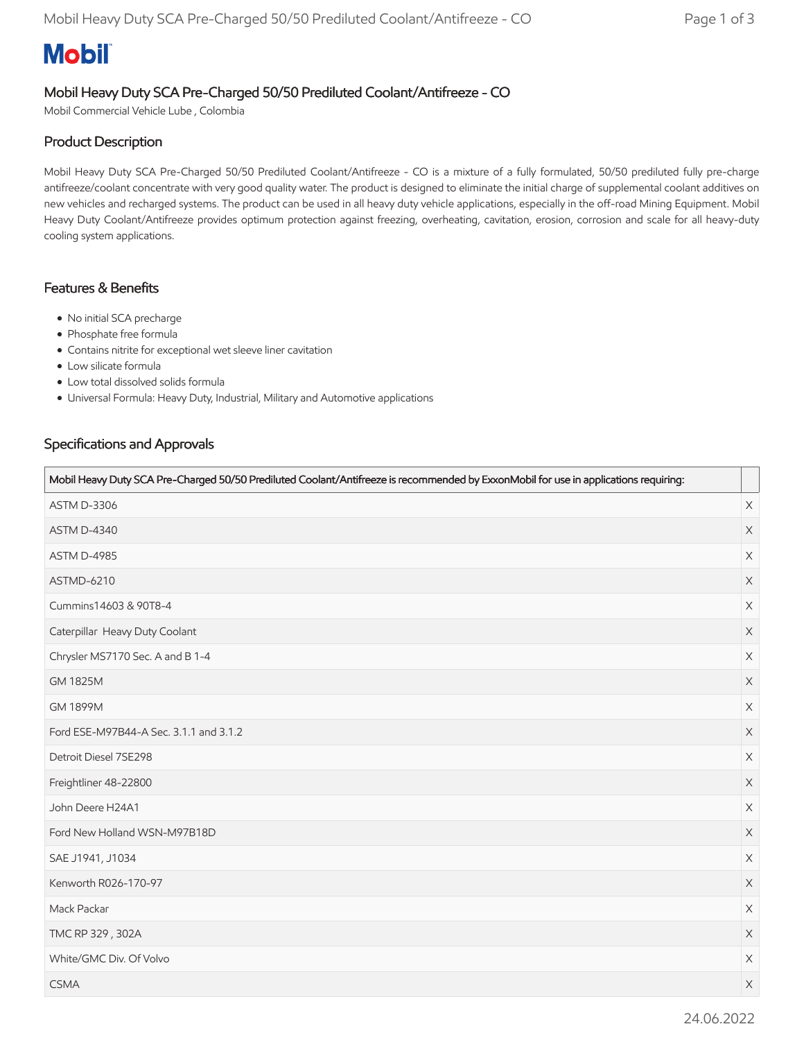# Mobil

## Mobil Heavy Duty SCA Pre-Charged 50/50 Prediluted Coolant/Antifreeze - CO

Mobil Commercial Vehicle Lube , Colombia

### Product Description

Mobil Heavy Duty SCA Pre-Charged 50/50 Prediluted Coolant/Antifreeze - CO is a mixture of a fully formulated, 50/50 prediluted fully pre-charge antifreeze/coolant concentrate with very good quality water. The product is designed to eliminate the initial charge of supplemental coolant additives on new vehicles and recharged systems. The product can be used in all heavy duty vehicle applications, especially in the off-road Mining Equipment. Mobil Heavy Duty Coolant/Antifreeze provides optimum protection against freezing, overheating, cavitation, erosion, corrosion and scale for all heavy-duty cooling system applications.

### Features & Benefits

- No initial SCA precharge
- Phosphate free formula
- Contains nitrite for exceptional wet sleeve liner cavitation
- Low silicate formula
- Low total dissolved solids formula
- Universal Formula: Heavy Duty, Industrial, Military and Automotive applications

### Specifications and Approvals

| Mobil Heavy Duty SCA Pre-Charged 50/50 Prediluted Coolant/Antifreeze is recommended by ExxonMobil for use in applications requiring: | |
|---|---|
| ASTM D-3306 | X |
| ASTM D-4340 | X |
| ASTM D-4985 | X |
| ASTMD-6210 | X |
| Cummins14603 & 90T8-4 | X |
| Caterpillar Heavy Duty Coolant | X |
| Chrysler MS7170 Sec. A and B 1-4 | X |
| GM 1825M | X |
| GM 1899M | X |
| Ford ESE-M97B44-A Sec. 3.1.1 and 3.1.2 | X |
| Detroit Diesel 7SE298 | X |
| Freightliner 48-22800 | X |
| John Deere H24A1 | X |
| Ford New Holland WSN-M97B18D | X |
| SAE J1941, J1034 | X |
| Kenworth R026-170-97 | X |
| Mack Packar | X |
| TMC RP 329 , 302A | X |
| White/GMC Div. Of Volvo | X |
| CSMA | X |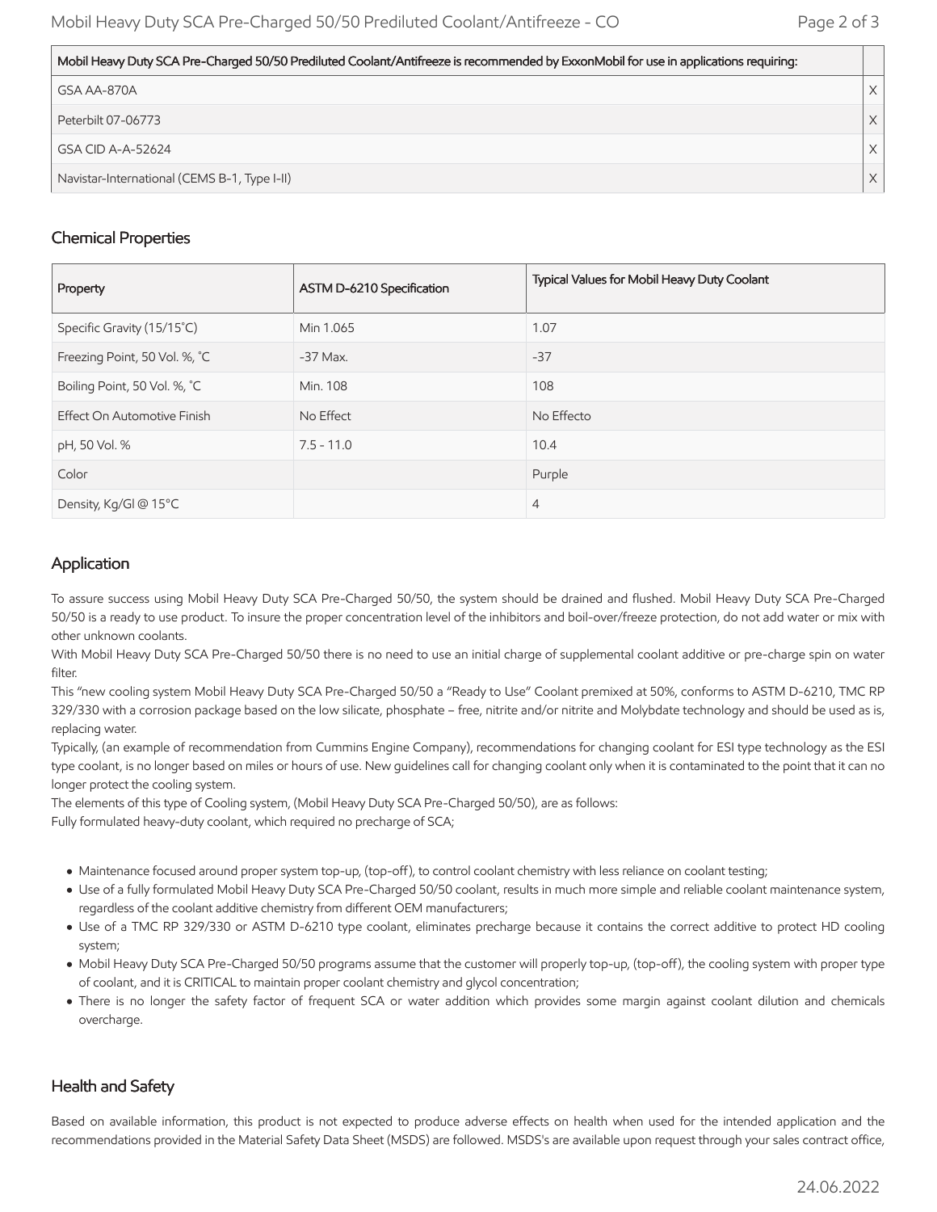| Mobil Heavy Duty SCA Pre-Charged 50/50 Prediluted Coolant/Antifreeze is recommended by ExxonMobil for use in applications requiring: | |
|---|---|
| GSA AA-870A | X |
| Peterbilt 07-06773 | X |
| GSA CID A-A-52624 | X |
| Navistar-International (CEMS B-1, Type I-II) | X |

## Chemical Properties

| Property | ASTM D-6210 Specification | Typical Values for Mobil Heavy Duty Coolant |
|---|---|---|
| Specific Gravity (15/15˚C) | Min 1.065 | 1.07 |
| Freezing Point, 50 Vol. %, ˚C | -37 Max. | -37 |
| Boiling Point, 50 Vol. %, ˚C | Min. 108 | 108 |
| Effect On Automotive Finish | No Effect | No Effecto |
| pH, 50 Vol. % | 7.5 - 11.0 | 10.4 |
| Color | | Purple |
| Density, Kg/Gl @ 15°C | | 4 |

## Application

To assure success using Mobil Heavy Duty SCA Pre-Charged 50/50, the system should be drained and flushed. Mobil Heavy Duty SCA Pre-Charged 50/50 is a ready to use product. To insure the proper concentration level of the inhibitors and boil-over/freeze protection, do not add water or mix with other unknown coolants.

With Mobil Heavy Duty SCA Pre-Charged 50/50 there is no need to use an initial charge of supplemental coolant additive or pre-charge spin on water filter.

This "new cooling system Mobil Heavy Duty SCA Pre-Charged 50/50 a "Ready to Use" Coolant premixed at 50%, conforms to ASTM D-6210, TMC RP 329/330 with a corrosion package based on the low silicate, phosphate – free, nitrite and/or nitrite and Molybdate technology and should be used as is, replacing water.

Typically, (an example of recommendation from Cummins Engine Company), recommendations for changing coolant for ESI type technology as the ESI type coolant, is no longer based on miles or hours of use. New guidelines call for changing coolant only when it is contaminated to the point that it can no longer protect the cooling system.

The elements of this type of Cooling system, (Mobil Heavy Duty SCA Pre-Charged 50/50), are as follows:

Fully formulated heavy-duty coolant, which required no precharge of SCA;

- Maintenance focused around proper system top-up, (top-off), to control coolant chemistry with less reliance on coolant testing;
- Use of a fully formulated Mobil Heavy Duty SCA Pre-Charged 50/50 coolant, results in much more simple and reliable coolant maintenance system, regardless of the coolant additive chemistry from different OEM manufacturers;
- Use of a TMC RP 329/330 or ASTM D-6210 type coolant, eliminates precharge because it contains the correct additive to protect HD cooling system;
- Mobil Heavy Duty SCA Pre-Charged 50/50 programs assume that the customer will properly top-up, (top-off), the cooling system with proper type of coolant, and it is CRITICAL to maintain proper coolant chemistry and glycol concentration;
- There is no longer the safety factor of frequent SCA or water addition which provides some margin against coolant dilution and chemicals overcharge.

## Health and Safety

Based on available information, this product is not expected to produce adverse effects on health when used for the intended application and the recommendations provided in the Material Safety Data Sheet (MSDS) are followed. MSDS's are available upon request through your sales contract office,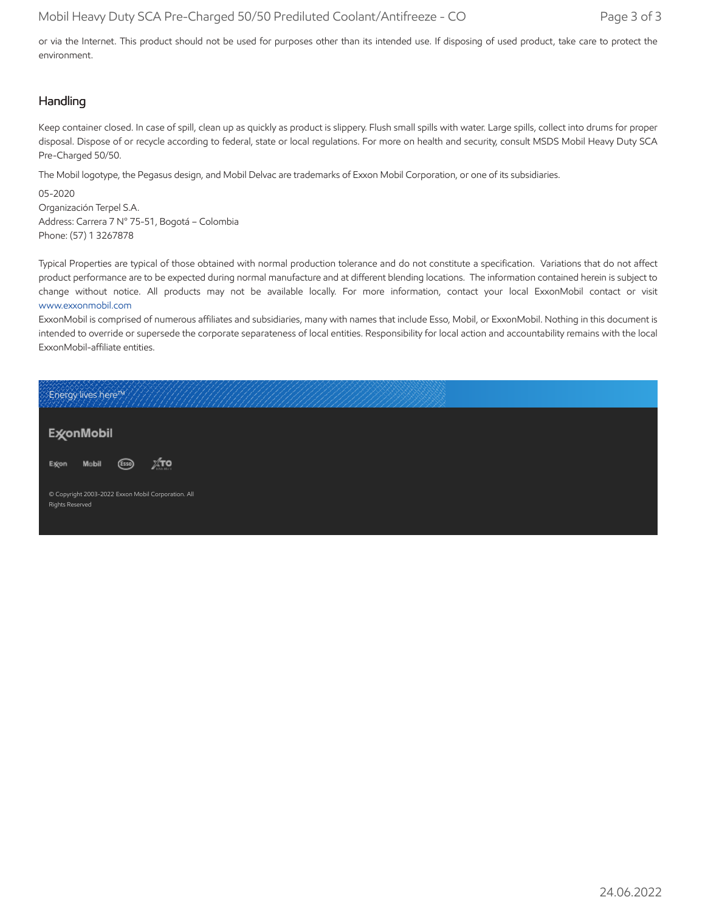or via the Internet. This product should not be used for purposes other than its intended use. If disposing of used product, take care to protect the environment.

## Handling

Keep container closed. In case of spill, clean up as quickly as product is slippery. Flush small spills with water. Large spills, collect into drums for proper disposal. Dispose of or recycle according to federal, state or local regulations. For more on health and security, consult MSDS Mobil Heavy Duty SCA Pre-Charged 50/50.

The Mobil logotype, the Pegasus design, and Mobil Delvac are trademarks of Exxon Mobil Corporation, or one of its subsidiaries.

05-2020
Organización Terpel S.A.
Address: Carrera 7 N° 75-51, Bogotá – Colombia
Phone: (57) 1 3267878

Typical Properties are typical of those obtained with normal production tolerance and do not constitute a specification. Variations that do not affect product performance are to be expected during normal manufacture and at different blending locations. The information contained herein is subject to change without notice. All products may not be available locally. For more information, contact your local ExxonMobil contact or visit www.exxonmobil.com

ExxonMobil is comprised of numerous affiliates and subsidiaries, many with names that include Esso, Mobil, or ExxonMobil. Nothing in this document is intended to override or supersede the corporate separateness of local entities. Responsibility for local action and accountability remains with the local ExxonMobil-affiliate entities.

Energy lives here™

ExxonMobil

Exxon Mobil Esso XTO

© Copyright 2003-2022 Exxon Mobil Corporation. All Rights Reserved